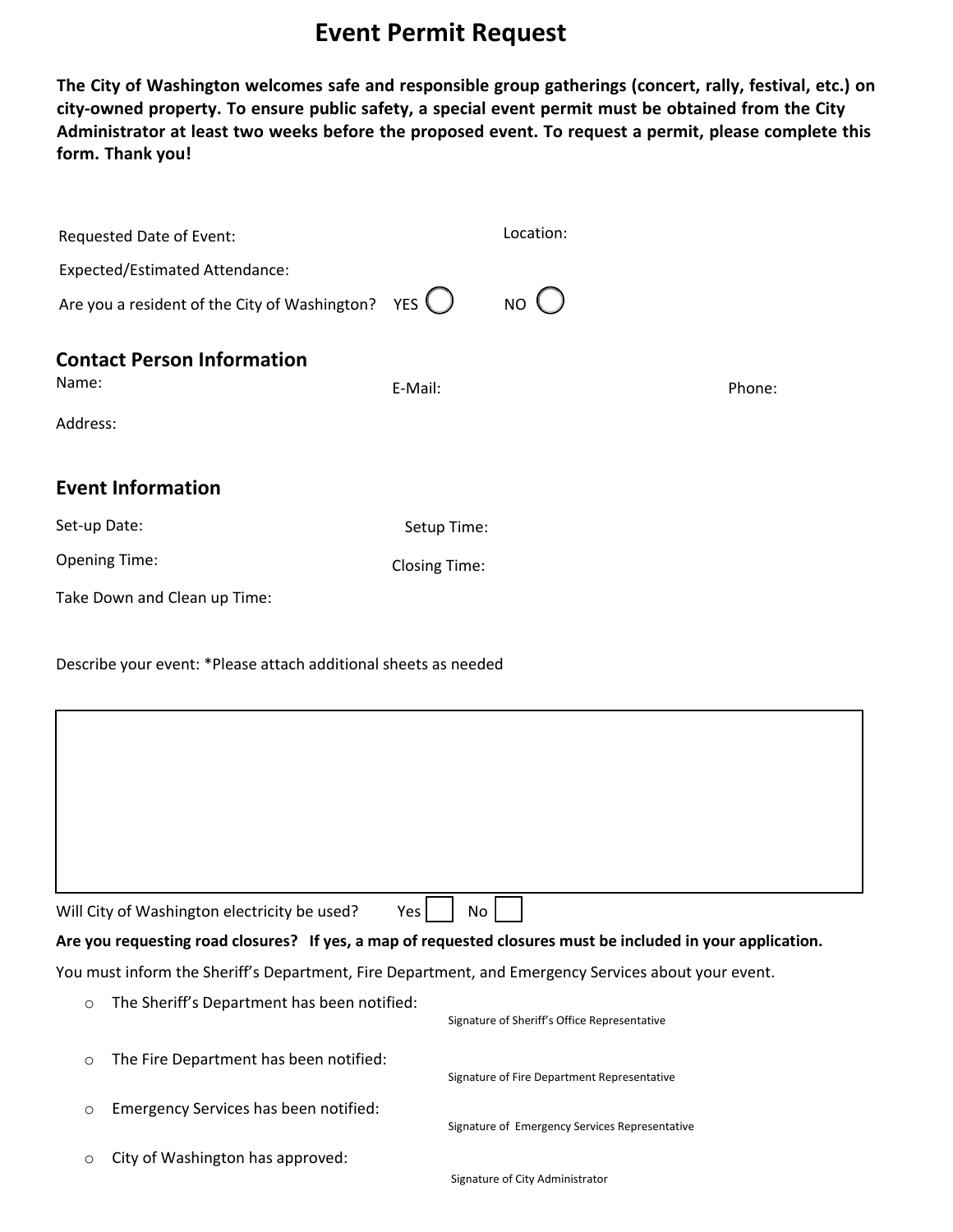# Event Permit Request

**The City of Washington welcomes safe and responsible group gatherings (concert, rally, festival, etc.) on city-owned property. To ensure public safety, a special event permit must be obtained from the City Administrator at least two weeks before the proposed event. To request a permit, please complete this form. Thank you!**

Requested Date of Event: Location:

Expected/Estimated Attendance:

Are you a resident of the City of Washington? YES ◯ NO ◯

## Contact Person Information

Name: E-Mail: Phone:

Address:

## Event Information

Set-up Date: Setup Time:

Opening Time: Closing Time:

Take Down and Clean up Time:

Describe your event: *Please attach additional sheets as needed

| |
|---|
| |

Will City of Washington electricity be used? Yes ☐ No ☐

**Are you requesting road closures? If yes, a map of requested closures must be included in your application.**

You must inform the Sheriff's Department, Fire Department, and Emergency Services about your event.

- The Sheriff's Department has been notified:
  Signature of Sheriff's Office Representative
- The Fire Department has been notified:
  Signature of Fire Department Representative
- Emergency Services has been notified:
  Signature of Emergency Services Representative
- City of Washington has approved:
  Signature of City Administrator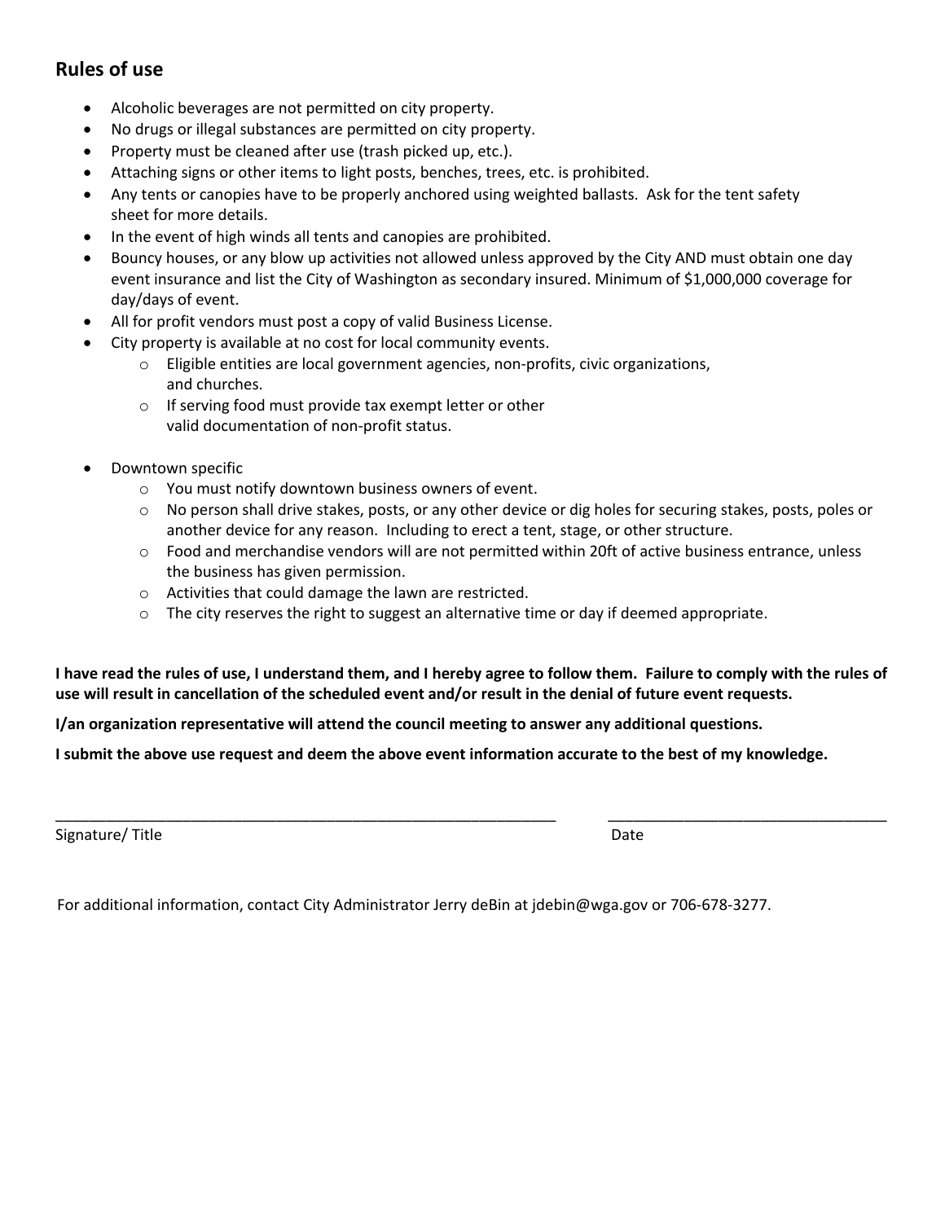## Rules of use

- Alcoholic beverages are not permitted on city property.
- No drugs or illegal substances are permitted on city property.
- Property must be cleaned after use (trash picked up, etc.).
- Attaching signs or other items to light posts, benches, trees, etc. is prohibited.
- Any tents or canopies have to be properly anchored using weighted ballasts. Ask for the tent safety sheet for more details.
- In the event of high winds all tents and canopies are prohibited.
- Bouncy houses, or any blow up activities not allowed unless approved by the City AND must obtain one day event insurance and list the City of Washington as secondary insured. Minimum of $1,000,000 coverage for day/days of event.
- All for profit vendors must post a copy of valid Business License.
- City property is available at no cost for local community events.
    - Eligible entities are local government agencies, non-profits, civic organizations, and churches.
    - If serving food must provide tax exempt letter or other valid documentation of non-profit status.
- Downtown specific
    - You must notify downtown business owners of event.
    - No person shall drive stakes, posts, or any other device or dig holes for securing stakes, posts, poles or another device for any reason. Including to erect a tent, stage, or other structure.
    - Food and merchandise vendors will are not permitted within 20ft of active business entrance, unless the business has given permission.
    - Activities that could damage the lawn are restricted.
    - The city reserves the right to suggest an alternative time or day if deemed appropriate.

**I have read the rules of use, I understand them, and I hereby agree to follow them. Failure to comply with the rules of use will result in cancellation of the scheduled event and/or result in the denial of future event requests.**

**I/an organization representative will attend the council meeting to answer any additional questions.**

**I submit the above use request and deem the above event information accurate to the best of my knowledge.**

_______________________________________________ _____________________________

Signature/ Title Date

For additional information, contact City Administrator Jerry deBin at jdebin@wga.gov or 706-678-3277.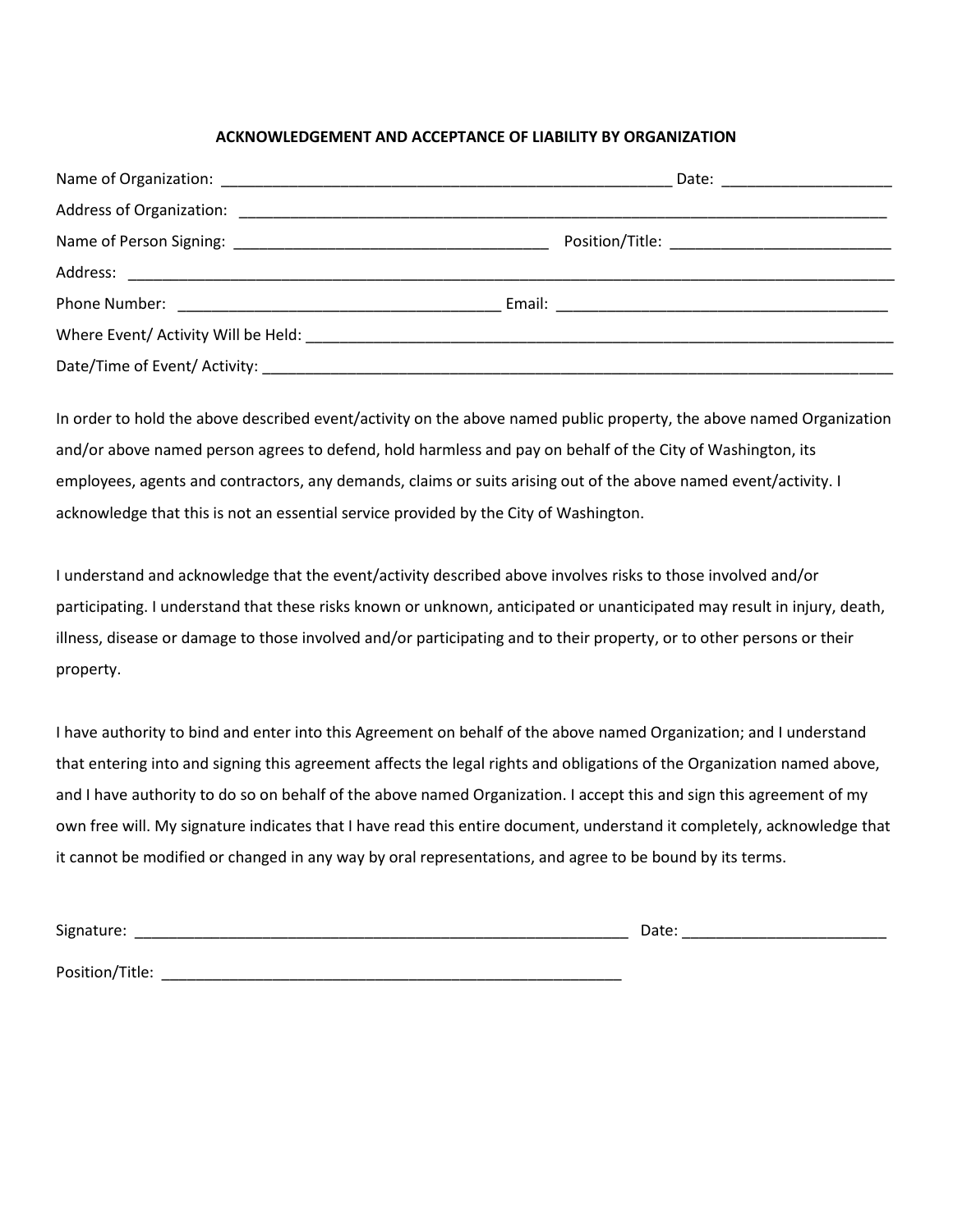**ACKNOWLEDGEMENT AND ACCEPTANCE OF LIABILITY BY ORGANIZATION**

Name of Organization: _______________________________________________________ Date: ____________________

Address of Organization: ________________________________________________________________________________

Name of Person Signing: ______________________________________ Position/Title: __________________________

Address: ______________________________________________________________________________________________

Phone Number: ______________________________________ Email: ________________________________________

Where Event/ Activity Will be Held: ___________________________________________________________________________

Date/Time of Event/ Activity: ________________________________________________________________________________

In order to hold the above described event/activity on the above named public property, the above named Organization and/or above named person agrees to defend, hold harmless and pay on behalf of the City of Washington, its employees, agents and contractors, any demands, claims or suits arising out of the above named event/activity. I acknowledge that this is not an essential service provided by the City of Washington.

I understand and acknowledge that the event/activity described above involves risks to those involved and/or participating. I understand that these risks known or unknown, anticipated or unanticipated may result in injury, death, illness, disease or damage to those involved and/or participating and to their property, or to other persons or their property.

I have authority to bind and enter into this Agreement on behalf of the above named Organization; and I understand that entering into and signing this agreement affects the legal rights and obligations of the Organization named above, and I have authority to do so on behalf of the above named Organization. I accept this and sign this agreement of my own free will. My signature indicates that I have read this entire document, understand it completely, acknowledge that it cannot be modified or changed in any way by oral representations, and agree to be bound by its terms.

Signature: ____________________________________________________________ Date: ________________________

Position/Title: _________________________________________________________